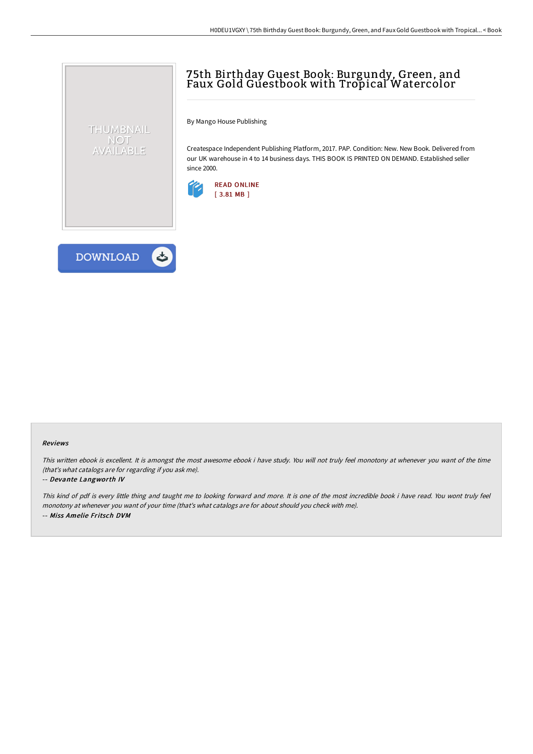# 75th Birthday Guest Book: Burgundy, Green, and Faux Gold Guestbook with Tropical Watercolor

By Mango House Publishing

Createspace Independent Publishing Platform, 2017. PAP. Condition: New. New Book. Delivered from our UK warehouse in 4 to 14 business days. THIS BOOK IS PRINTED ON DEMAND. Established seller since 2000.

READ ONLINE
[ 3.81 MB ]

DOWNLOAD

#### Reviews

*This written ebook is excellent. It is amongst the most awesome ebook i have study. You will not truly feel monotony at whenever you want of the time (that's what catalogs are for regarding if you ask me).*

*-- **Devante Langworth IV***

*This kind of pdf is every little thing and taught me to looking forward and more. It is one of the most incredible book i have read. You wont truly feel monotony at whenever you want of your time (that's what catalogs are for about should you check with me).*

*-- **Miss Amelie Fritsch DVM***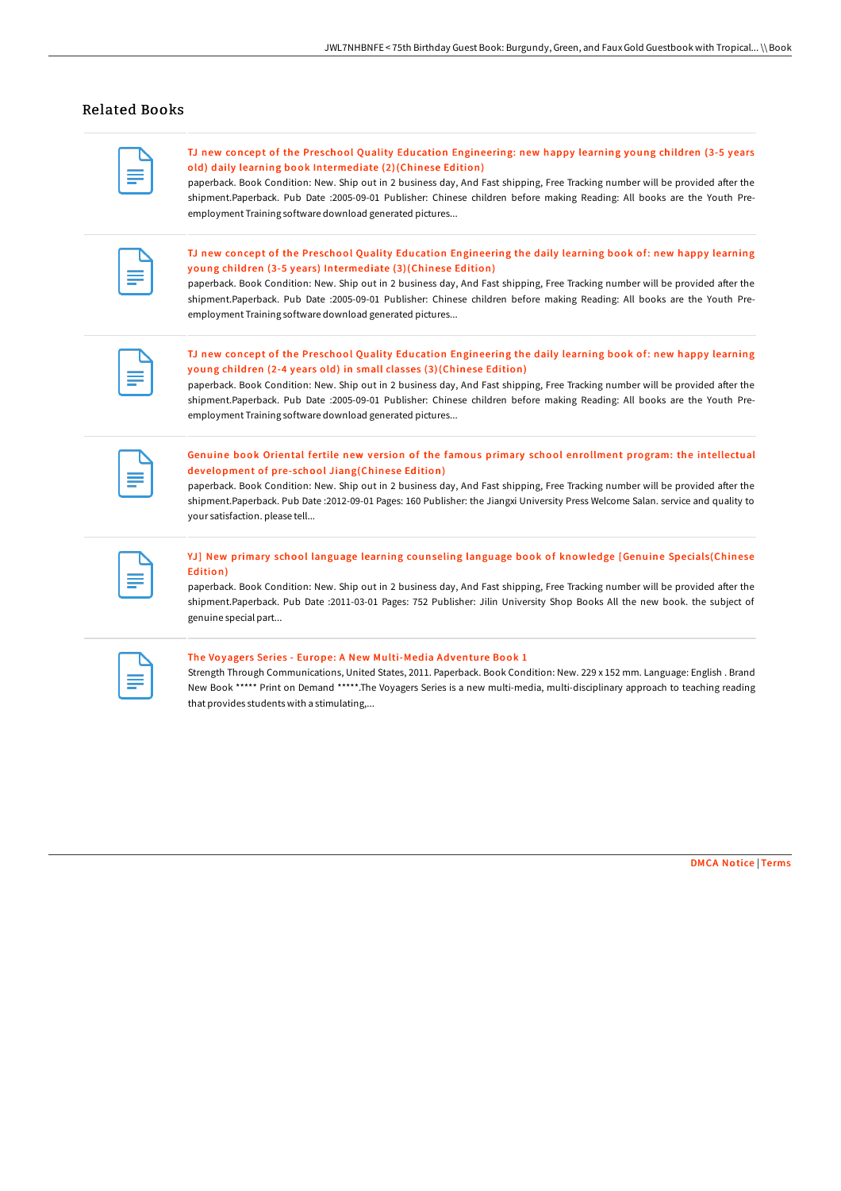## Related Books

TJ new concept of the Preschool Quality Education Engineering: new happy learning young children (3-5 years old) daily learning book Intermediate (2)(Chinese Edition)

paperback. Book Condition: New. Ship out in 2 business day, And Fast shipping, Free Tracking number will be provided after the shipment.Paperback. Pub Date :2005-09-01 Publisher: Chinese children before making Reading: All books are the Youth Pre-employment Training software download generated pictures...

TJ new concept of the Preschool Quality Education Engineering the daily learning book of: new happy learning young children (3-5 years) Intermediate (3)(Chinese Edition)

paperback. Book Condition: New. Ship out in 2 business day, And Fast shipping, Free Tracking number will be provided after the shipment.Paperback. Pub Date :2005-09-01 Publisher: Chinese children before making Reading: All books are the Youth Pre-employment Training software download generated pictures...

TJ new concept of the Preschool Quality Education Engineering the daily learning book of: new happy learning young children (2-4 years old) in small classes (3)(Chinese Edition)

paperback. Book Condition: New. Ship out in 2 business day, And Fast shipping, Free Tracking number will be provided after the shipment.Paperback. Pub Date :2005-09-01 Publisher: Chinese children before making Reading: All books are the Youth Pre-employment Training software download generated pictures...

Genuine book Oriental fertile new version of the famous primary school enrollment program: the intellectual development of pre-school Jiang(Chinese Edition)

paperback. Book Condition: New. Ship out in 2 business day, And Fast shipping, Free Tracking number will be provided after the shipment.Paperback. Pub Date :2012-09-01 Pages: 160 Publisher: the Jiangxi University Press Welcome Salan. service and quality to your satisfaction. please tell...

YJ] New primary school language learning counseling language book of knowledge [Genuine Specials(Chinese Edition)

paperback. Book Condition: New. Ship out in 2 business day, And Fast shipping, Free Tracking number will be provided after the shipment.Paperback. Pub Date :2011-03-01 Pages: 752 Publisher: Jilin University Shop Books All the new book. the subject of genuine special part...

The Voyagers Series - Europe: A New Multi-Media Adventure Book 1

Strength Through Communications, United States, 2011. Paperback. Book Condition: New. 229 x 152 mm. Language: English . Brand New Book ***** Print on Demand *****.The Voyagers Series is a new multi-media, multi-disciplinary approach to teaching reading that provides students with a stimulating,...

DMCA Notice | Terms